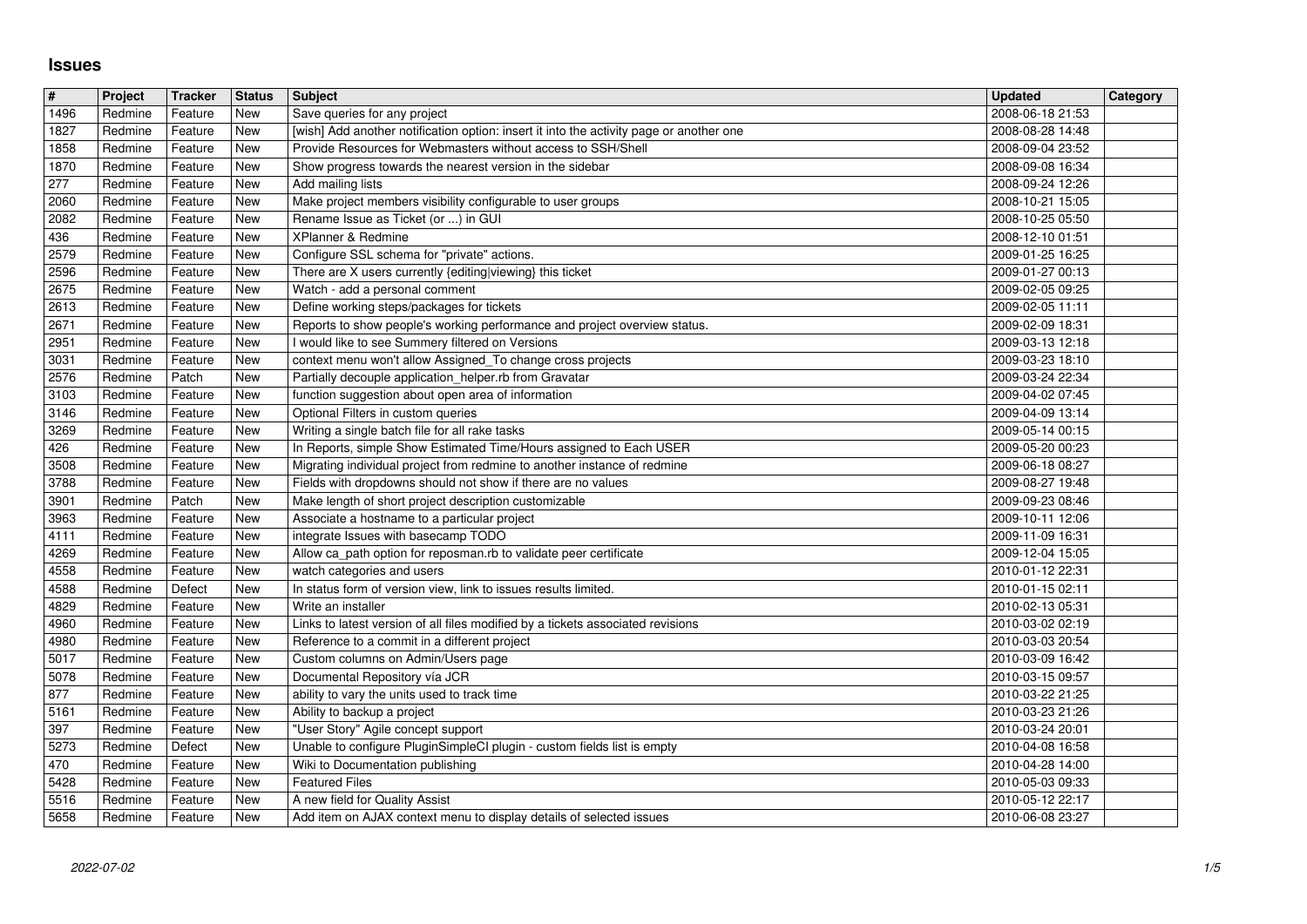# Issues

| # | Project | Tracker | Status | Subject | Updated | Category |
|---|---|---|---|---|---|---|
| 1496 | Redmine | Feature | New | Save queries for any project | 2008-06-18 21:53 | |
| 1827 | Redmine | Feature | New | [wish] Add another notification option: insert it into the activity page or another one | 2008-08-28 14:48 | |
| 1858 | Redmine | Feature | New | Provide Resources for Webmasters without access to SSH/Shell | 2008-09-04 23:52 | |
| 1870 | Redmine | Feature | New | Show progress towards the nearest version in the sidebar | 2008-09-08 16:34 | |
| 277 | Redmine | Feature | New | Add mailing lists | 2008-09-24 12:26 | |
| 2060 | Redmine | Feature | New | Make project members visibility configurable to user groups | 2008-10-21 15:05 | |
| 2082 | Redmine | Feature | New | Rename Issue as Ticket (or ...) in GUI | 2008-10-25 05:50 | |
| 436 | Redmine | Feature | New | XPlanner & Redmine | 2008-12-10 01:51 | |
| 2579 | Redmine | Feature | New | Configure SSL schema for "private" actions. | 2009-01-25 16:25 | |
| 2596 | Redmine | Feature | New | There are X users currently {editing\|viewing} this ticket | 2009-01-27 00:13 | |
| 2675 | Redmine | Feature | New | Watch - add a personal comment | 2009-02-05 09:25 | |
| 2613 | Redmine | Feature | New | Define working steps/packages for tickets | 2009-02-05 11:11 | |
| 2671 | Redmine | Feature | New | Reports to show people's working performance and project overview status. | 2009-02-09 18:31 | |
| 2951 | Redmine | Feature | New | I would like to see Summery filtered on Versions | 2009-03-13 12:18 | |
| 3031 | Redmine | Feature | New | context menu won't allow Assigned_To change cross projects | 2009-03-23 18:10 | |
| 2576 | Redmine | Patch | New | Partially decouple application_helper.rb from Gravatar | 2009-03-24 22:34 | |
| 3103 | Redmine | Feature | New | function suggestion about open area of information | 2009-04-02 07:45 | |
| 3146 | Redmine | Feature | New | Optional Filters in custom queries | 2009-04-09 13:14 | |
| 3269 | Redmine | Feature | New | Writing a single batch file for all rake tasks | 2009-05-14 00:15 | |
| 426 | Redmine | Feature | New | In Reports, simple Show Estimated Time/Hours assigned to Each USER | 2009-05-20 00:23 | |
| 3508 | Redmine | Feature | New | Migrating individual project from redmine to another instance of redmine | 2009-06-18 08:27 | |
| 3788 | Redmine | Feature | New | Fields with dropdowns should not show if there are no values | 2009-08-27 19:48 | |
| 3901 | Redmine | Patch | New | Make length of short project description customizable | 2009-09-23 08:46 | |
| 3963 | Redmine | Feature | New | Associate a hostname to a particular project | 2009-10-11 12:06 | |
| 4111 | Redmine | Feature | New | integrate Issues with basecamp TODO | 2009-11-09 16:31 | |
| 4269 | Redmine | Feature | New | Allow ca_path option for reposman.rb to validate peer certificate | 2009-12-04 15:05 | |
| 4558 | Redmine | Feature | New | watch categories and users | 2010-01-12 22:31 | |
| 4588 | Redmine | Defect | New | In status form of version view, link to issues results limited. | 2010-01-15 02:11 | |
| 4829 | Redmine | Feature | New | Write an installer | 2010-02-13 05:31 | |
| 4960 | Redmine | Feature | New | Links to latest version of all files modified by a tickets associated revisions | 2010-03-02 02:19 | |
| 4980 | Redmine | Feature | New | Reference to a commit in a different project | 2010-03-03 20:54 | |
| 5017 | Redmine | Feature | New | Custom columns on Admin/Users page | 2010-03-09 16:42 | |
| 5078 | Redmine | Feature | New | Documental Repository vía JCR | 2010-03-15 09:57 | |
| 877 | Redmine | Feature | New | ability to vary the units used to track time | 2010-03-22 21:25 | |
| 5161 | Redmine | Feature | New | Ability to backup a project | 2010-03-23 21:26 | |
| 397 | Redmine | Feature | New | "User Story" Agile concept support | 2010-03-24 20:01 | |
| 5273 | Redmine | Defect | New | Unable to configure PluginSimpleCI plugin - custom fields list is empty | 2010-04-08 16:58 | |
| 470 | Redmine | Feature | New | Wiki to Documentation publishing | 2010-04-28 14:00 | |
| 5428 | Redmine | Feature | New | Featured Files | 2010-05-03 09:33 | |
| 5516 | Redmine | Feature | New | A new field for Quality Assist | 2010-05-12 22:17 | |
| 5658 | Redmine | Feature | New | Add item on AJAX context menu to display details of selected issues | 2010-06-08 23:27 | |

2022-07-02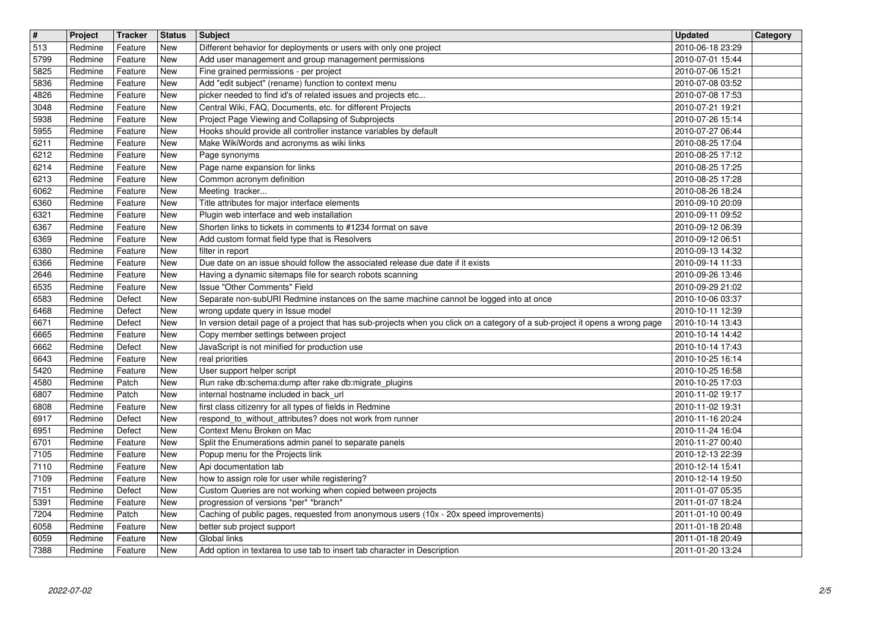| # | Project | Tracker | Status | Subject | Updated | Category |
|---|---|---|---|---|---|---|
| 513 | Redmine | Feature | New | Different behavior for deployments or users with only one project | 2010-06-18 23:29 | |
| 5799 | Redmine | Feature | New | Add user management and group management permissions | 2010-07-01 15:44 | |
| 5825 | Redmine | Feature | New | Fine grained permissions - per project | 2010-07-06 15:21 | |
| 5836 | Redmine | Feature | New | Add "edit subject" (rename) function to context menu | 2010-07-08 03:52 | |
| 4826 | Redmine | Feature | New | picker needed to find id's of related issues and projects etc... | 2010-07-08 17:53 | |
| 3048 | Redmine | Feature | New | Central Wiki, FAQ, Documents, etc. for different Projects | 2010-07-21 19:21 | |
| 5938 | Redmine | Feature | New | Project Page Viewing and Collapsing of Subprojects | 2010-07-26 15:14 | |
| 5955 | Redmine | Feature | New | Hooks should provide all controller instance variables by default | 2010-07-27 06:44 | |
| 6211 | Redmine | Feature | New | Make WikiWords and acronyms as wiki links | 2010-08-25 17:04 | |
| 6212 | Redmine | Feature | New | Page synonyms | 2010-08-25 17:12 | |
| 6214 | Redmine | Feature | New | Page name expansion for links | 2010-08-25 17:25 | |
| 6213 | Redmine | Feature | New | Common acronym definition | 2010-08-25 17:28 | |
| 6062 | Redmine | Feature | New | Meeting tracker... | 2010-08-26 18:24 | |
| 6360 | Redmine | Feature | New | Title attributes for major interface elements | 2010-09-10 20:09 | |
| 6321 | Redmine | Feature | New | Plugin web interface and web installation | 2010-09-11 09:52 | |
| 6367 | Redmine | Feature | New | Shorten links to tickets in comments to #1234 format on save | 2010-09-12 06:39 | |
| 6369 | Redmine | Feature | New | Add custom format field type that is Resolvers | 2010-09-12 06:51 | |
| 6380 | Redmine | Feature | New | filter in report | 2010-09-13 14:32 | |
| 6366 | Redmine | Feature | New | Due date on an issue should follow the associated release due date if it exists | 2010-09-14 11:33 | |
| 2646 | Redmine | Feature | New | Having a dynamic sitemaps file for search robots scanning | 2010-09-26 13:46 | |
| 6535 | Redmine | Feature | New | Issue "Other Comments" Field | 2010-09-29 21:02 | |
| 6583 | Redmine | Defect | New | Separate non-subURI Redmine instances on the same machine cannot be logged into at once | 2010-10-06 03:37 | |
| 6468 | Redmine | Defect | New | wrong update query in Issue model | 2010-10-11 12:39 | |
| 6671 | Redmine | Defect | New | In version detail page of a project that has sub-projects when you click on a category of a sub-project it opens a wrong page | 2010-10-14 13:43 | |
| 6665 | Redmine | Feature | New | Copy member settings between project | 2010-10-14 14:42 | |
| 6662 | Redmine | Defect | New | JavaScript is not minified for production use | 2010-10-14 17:43 | |
| 6643 | Redmine | Feature | New | real priorities | 2010-10-25 16:14 | |
| 5420 | Redmine | Feature | New | User support helper script | 2010-10-25 16:58 | |
| 4580 | Redmine | Patch | New | Run rake db:schema:dump after rake db:migrate_plugins | 2010-10-25 17:03 | |
| 6807 | Redmine | Patch | New | internal hostname included in back_url | 2010-11-02 19:17 | |
| 6808 | Redmine | Feature | New | first class citizenry for all types of fields in Redmine | 2010-11-02 19:31 | |
| 6917 | Redmine | Defect | New | respond_to_without_attributes? does not work from runner | 2010-11-16 20:24 | |
| 6951 | Redmine | Defect | New | Context Menu Broken on Mac | 2010-11-24 16:04 | |
| 6701 | Redmine | Feature | New | Split the Enumerations admin panel to separate panels | 2010-11-27 00:40 | |
| 7105 | Redmine | Feature | New | Popup menu for the Projects link | 2010-12-13 22:39 | |
| 7110 | Redmine | Feature | New | Api documentation tab | 2010-12-14 15:41 | |
| 7109 | Redmine | Feature | New | how to assign role for user while registering? | 2010-12-14 19:50 | |
| 7151 | Redmine | Defect | New | Custom Queries are not working when copied between projects | 2011-01-07 05:35 | |
| 5391 | Redmine | Feature | New | progression of versions *per* *branch* | 2011-01-07 18:24 | |
| 7204 | Redmine | Patch | New | Caching of public pages, requested from anonymous users (10x - 20x speed improvements) | 2011-01-10 00:49 | |
| 6058 | Redmine | Feature | New | better sub project support | 2011-01-18 20:48 | |
| 6059 | Redmine | Feature | New | Global links | 2011-01-18 20:49 | |
| 7388 | Redmine | Feature | New | Add option in textarea to use tab to insert tab character in Description | 2011-01-20 13:24 | |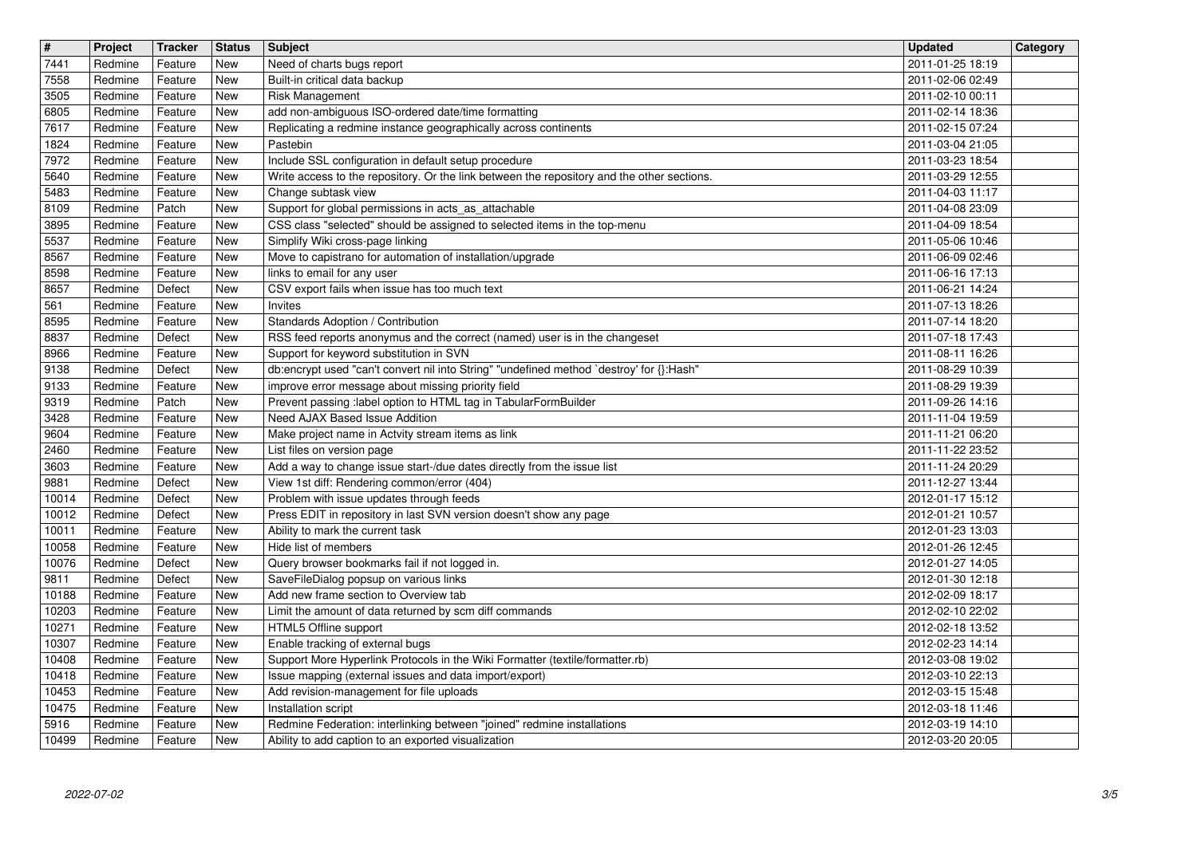| # | Project | Tracker | Status | Subject | Updated | Category |
| --- | --- | --- | --- | --- | --- | --- |
| 7441 | Redmine | Feature | New | Need of charts bugs report | 2011-01-25 18:19 | |
| 7558 | Redmine | Feature | New | Built-in critical data backup | 2011-02-06 02:49 | |
| 3505 | Redmine | Feature | New | Risk Management | 2011-02-10 00:11 | |
| 6805 | Redmine | Feature | New | add non-ambiguous ISO-ordered date/time formatting | 2011-02-14 18:36 | |
| 7617 | Redmine | Feature | New | Replicating a redmine instance geographically across continents | 2011-02-15 07:24 | |
| 1824 | Redmine | Feature | New | Pastebin | 2011-03-04 21:05 | |
| 7972 | Redmine | Feature | New | Include SSL configuration in default setup procedure | 2011-03-23 18:54 | |
| 5640 | Redmine | Feature | New | Write access to the repository. Or the link between the repository and the other sections. | 2011-03-29 12:55 | |
| 5483 | Redmine | Feature | New | Change subtask view | 2011-04-03 11:17 | |
| 8109 | Redmine | Patch | New | Support for global permissions in acts_as_attachable | 2011-04-08 23:09 | |
| 3895 | Redmine | Feature | New | CSS class "selected" should be assigned to selected items in the top-menu | 2011-04-09 18:54 | |
| 5537 | Redmine | Feature | New | Simplify Wiki cross-page linking | 2011-05-06 10:46 | |
| 8567 | Redmine | Feature | New | Move to capistrano for automation of installation/upgrade | 2011-06-09 02:46 | |
| 8598 | Redmine | Feature | New | links to email for any user | 2011-06-16 17:13 | |
| 8657 | Redmine | Defect | New | CSV export fails when issue has too much text | 2011-06-21 14:24 | |
| 561 | Redmine | Feature | New | Invites | 2011-07-13 18:26 | |
| 8595 | Redmine | Feature | New | Standards Adoption / Contribution | 2011-07-14 18:20 | |
| 8837 | Redmine | Defect | New | RSS feed reports anonymus and the correct (named) user is in the changeset | 2011-07-18 17:43 | |
| 8966 | Redmine | Feature | New | Support for keyword substitution in SVN | 2011-08-11 16:26 | |
| 9138 | Redmine | Defect | New | db:encrypt used "can't convert nil into String" "undefined method `destroy' for {}:Hash" | 2011-08-29 10:39 | |
| 9133 | Redmine | Feature | New | improve error message about missing priority field | 2011-08-29 19:39 | |
| 9319 | Redmine | Patch | New | Prevent passing :label option to HTML tag in TabularFormBuilder | 2011-09-26 14:16 | |
| 3428 | Redmine | Feature | New | Need AJAX Based Issue Addition | 2011-11-04 19:59 | |
| 9604 | Redmine | Feature | New | Make project name in Actvity stream items as link | 2011-11-21 06:20 | |
| 2460 | Redmine | Feature | New | List files on version page | 2011-11-22 23:52 | |
| 3603 | Redmine | Feature | New | Add a way to change issue start-/due dates directly from the issue list | 2011-11-24 20:29 | |
| 9881 | Redmine | Defect | New | View 1st diff: Rendering common/error (404) | 2011-12-27 13:44 | |
| 10014 | Redmine | Defect | New | Problem with issue updates through feeds | 2012-01-17 15:12 | |
| 10012 | Redmine | Defect | New | Press EDIT in repository in last SVN version doesn't show any page | 2012-01-21 10:57 | |
| 10011 | Redmine | Feature | New | Ability to mark the current task | 2012-01-23 13:03 | |
| 10058 | Redmine | Feature | New | Hide list of members | 2012-01-26 12:45 | |
| 10076 | Redmine | Defect | New | Query browser bookmarks fail if not logged in. | 2012-01-27 14:05 | |
| 9811 | Redmine | Defect | New | SaveFileDialog popsup on various links | 2012-01-30 12:18 | |
| 10188 | Redmine | Feature | New | Add new frame section to Overview tab | 2012-02-09 18:17 | |
| 10203 | Redmine | Feature | New | Limit the amount of data returned by scm diff commands | 2012-02-10 22:02 | |
| 10271 | Redmine | Feature | New | HTML5 Offline support | 2012-02-18 13:52 | |
| 10307 | Redmine | Feature | New | Enable tracking of external bugs | 2012-02-23 14:14 | |
| 10408 | Redmine | Feature | New | Support More Hyperlink Protocols in the Wiki Formatter (textile/formatter.rb) | 2012-03-08 19:02 | |
| 10418 | Redmine | Feature | New | Issue mapping (external issues and data import/export) | 2012-03-10 22:13 | |
| 10453 | Redmine | Feature | New | Add revision-management for file uploads | 2012-03-15 15:48 | |
| 10475 | Redmine | Feature | New | Installation script | 2012-03-18 11:46 | |
| 5916 | Redmine | Feature | New | Redmine Federation: interlinking between "joined" redmine installations | 2012-03-19 14:10 | |
| 10499 | Redmine | Feature | New | Ability to add caption to an exported visualization | 2012-03-20 20:05 | |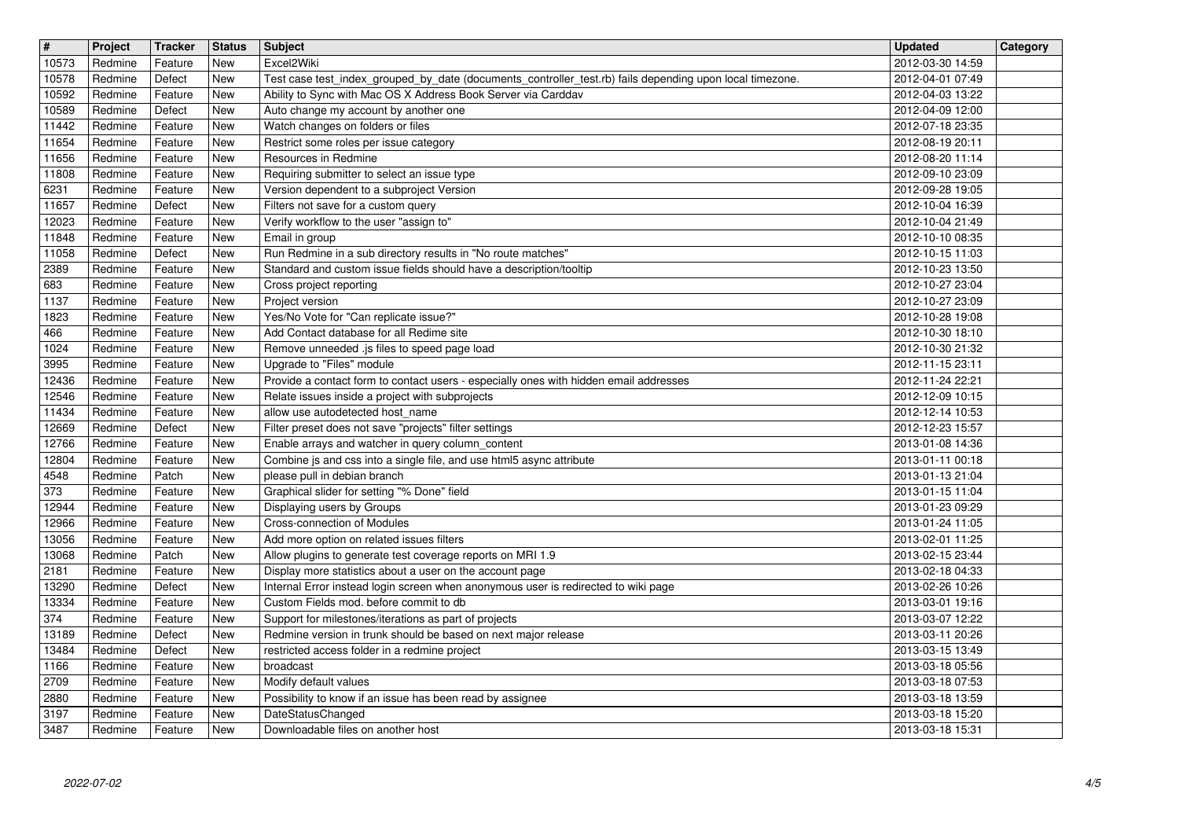| # | Project | Tracker | Status | Subject | Updated | Category |
| --- | --- | --- | --- | --- | --- | --- |
| 10573 | Redmine | Feature | New | Excel2Wiki | 2012-03-30 14:59 | |
| 10578 | Redmine | Defect | New | Test case test_index_grouped_by_date (documents_controller_test.rb) fails depending upon local timezone. | 2012-04-01 07:49 | |
| 10592 | Redmine | Feature | New | Ability to Sync with Mac OS X Address Book Server via Carddav | 2012-04-03 13:22 | |
| 10589 | Redmine | Defect | New | Auto change my account by another one | 2012-04-09 12:00 | |
| 11442 | Redmine | Feature | New | Watch changes on folders or files | 2012-07-18 23:35 | |
| 11654 | Redmine | Feature | New | Restrict some roles per issue category | 2012-08-19 20:11 | |
| 11656 | Redmine | Feature | New | Resources in Redmine | 2012-08-20 11:14 | |
| 11808 | Redmine | Feature | New | Requiring submitter to select an issue type | 2012-09-10 23:09 | |
| 6231 | Redmine | Feature | New | Version dependent to a subproject Version | 2012-09-28 19:05 | |
| 11657 | Redmine | Defect | New | Filters not save for a custom query | 2012-10-04 16:39 | |
| 12023 | Redmine | Feature | New | Verify workflow to the user "assign to" | 2012-10-04 21:49 | |
| 11848 | Redmine | Feature | New | Email in group | 2012-10-10 08:35 | |
| 11058 | Redmine | Defect | New | Run Redmine in a sub directory results in "No route matches" | 2012-10-15 11:03 | |
| 2389 | Redmine | Feature | New | Standard and custom issue fields should have a description/tooltip | 2012-10-23 13:50 | |
| 683 | Redmine | Feature | New | Cross project reporting | 2012-10-27 23:04 | |
| 1137 | Redmine | Feature | New | Project version | 2012-10-27 23:09 | |
| 1823 | Redmine | Feature | New | Yes/No Vote for "Can replicate issue?" | 2012-10-28 19:08 | |
| 466 | Redmine | Feature | New | Add Contact database for all Redime site | 2012-10-30 18:10 | |
| 1024 | Redmine | Feature | New | Remove unneeded .js files to speed page load | 2012-10-30 21:32 | |
| 3995 | Redmine | Feature | New | Upgrade to "Files" module | 2012-11-15 23:11 | |
| 12436 | Redmine | Feature | New | Provide a contact form to contact users - especially ones with hidden email addresses | 2012-11-24 22:21 | |
| 12546 | Redmine | Feature | New | Relate issues inside a project with subprojects | 2012-12-09 10:15 | |
| 11434 | Redmine | Feature | New | allow use autodetected host_name | 2012-12-14 10:53 | |
| 12669 | Redmine | Defect | New | Filter preset does not save "projects" filter settings | 2012-12-23 15:57 | |
| 12766 | Redmine | Feature | New | Enable arrays and watcher in query column_content | 2013-01-08 14:36 | |
| 12804 | Redmine | Feature | New | Combine js and css into a single file, and use html5 async attribute | 2013-01-11 00:18 | |
| 4548 | Redmine | Patch | New | please pull in debian branch | 2013-01-13 21:04 | |
| 373 | Redmine | Feature | New | Graphical slider for setting "% Done" field | 2013-01-15 11:04 | |
| 12944 | Redmine | Feature | New | Displaying users by Groups | 2013-01-23 09:29 | |
| 12966 | Redmine | Feature | New | Cross-connection of Modules | 2013-01-24 11:05 | |
| 13056 | Redmine | Feature | New | Add more option on related issues filters | 2013-02-01 11:25 | |
| 13068 | Redmine | Patch | New | Allow plugins to generate test coverage reports on MRI 1.9 | 2013-02-15 23:44 | |
| 2181 | Redmine | Feature | New | Display more statistics about a user on the account page | 2013-02-18 04:33 | |
| 13290 | Redmine | Defect | New | Internal Error instead login screen when anonymous user is redirected to wiki page | 2013-02-26 10:26 | |
| 13334 | Redmine | Feature | New | Custom Fields mod. before commit to db | 2013-03-01 19:16 | |
| 374 | Redmine | Feature | New | Support for milestones/iterations as part of projects | 2013-03-07 12:22 | |
| 13189 | Redmine | Defect | New | Redmine version in trunk should be based on next major release | 2013-03-11 20:26 | |
| 13484 | Redmine | Defect | New | restricted access folder in a redmine project | 2013-03-15 13:49 | |
| 1166 | Redmine | Feature | New | broadcast | 2013-03-18 05:56 | |
| 2709 | Redmine | Feature | New | Modify default values | 2013-03-18 07:53 | |
| 2880 | Redmine | Feature | New | Possibility to know if an issue has been read by assignee | 2013-03-18 13:59 | |
| 3197 | Redmine | Feature | New | DateStatusChanged | 2013-03-18 15:20 | |
| 3487 | Redmine | Feature | New | Downloadable files on another host | 2013-03-18 15:31 | |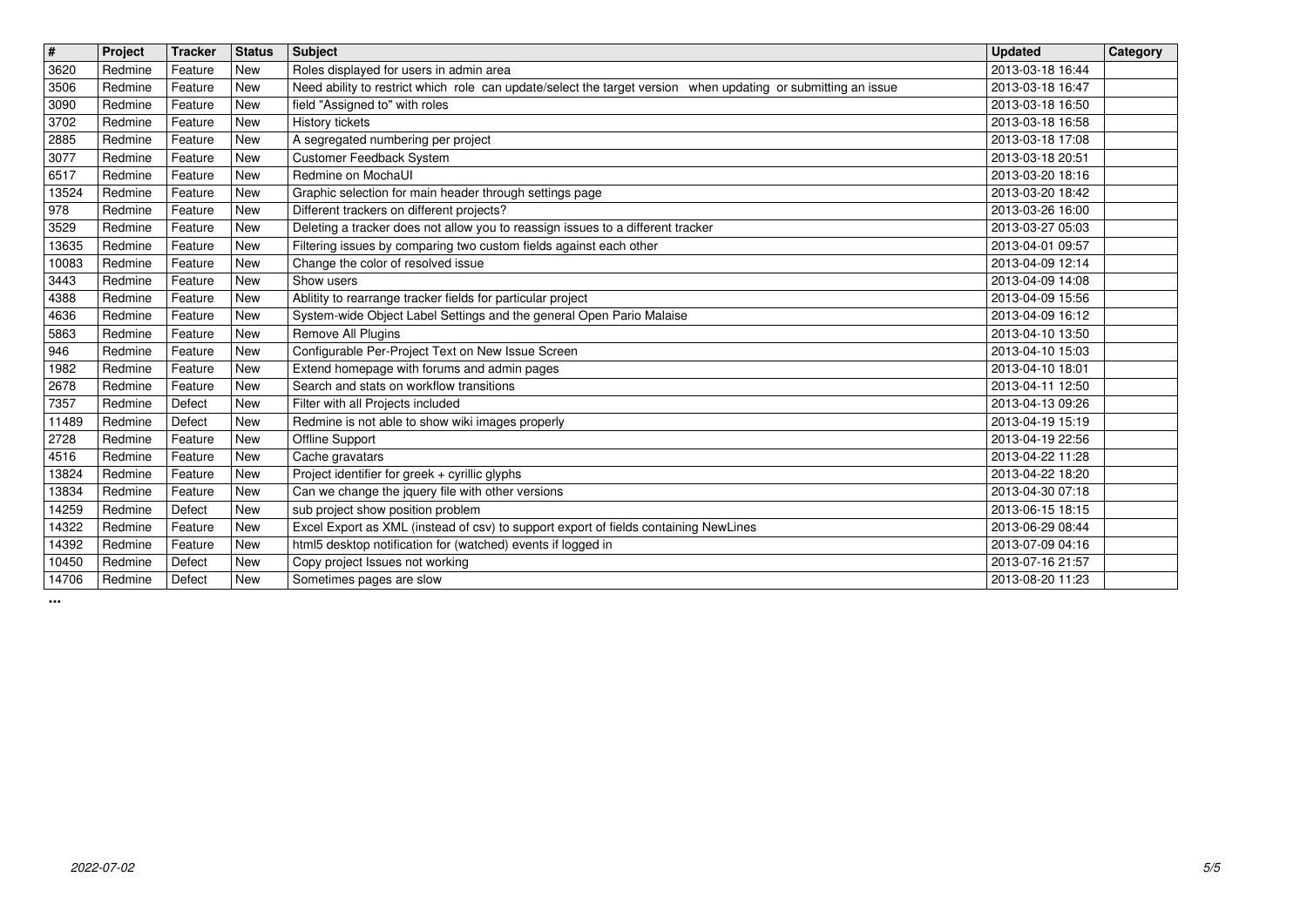| # | Project | Tracker | Status | Subject | Updated | Category |
|---|---|---|---|---|---|---|
| 3620 | Redmine | Feature | New | Roles displayed for users in admin area | 2013-03-18 16:44 | |
| 3506 | Redmine | Feature | New | Need ability to restrict which role can update/select the target version when updating or submitting an issue | 2013-03-18 16:47 | |
| 3090 | Redmine | Feature | New | field "Assigned to" with roles | 2013-03-18 16:50 | |
| 3702 | Redmine | Feature | New | History tickets | 2013-03-18 16:58 | |
| 2885 | Redmine | Feature | New | A segregated numbering per project | 2013-03-18 17:08 | |
| 3077 | Redmine | Feature | New | Customer Feedback System | 2013-03-18 20:51 | |
| 6517 | Redmine | Feature | New | Redmine on MochaUI | 2013-03-20 18:16 | |
| 13524 | Redmine | Feature | New | Graphic selection for main header through settings page | 2013-03-20 18:42 | |
| 978 | Redmine | Feature | New | Different trackers on different projects? | 2013-03-26 16:00 | |
| 3529 | Redmine | Feature | New | Deleting a tracker does not allow you to reassign issues to a different tracker | 2013-03-27 05:03 | |
| 13635 | Redmine | Feature | New | Filtering issues by comparing two custom fields against each other | 2013-04-01 09:57 | |
| 10083 | Redmine | Feature | New | Change the color of resolved issue | 2013-04-09 12:14 | |
| 3443 | Redmine | Feature | New | Show users | 2013-04-09 14:08 | |
| 4388 | Redmine | Feature | New | Ablitity to rearrange tracker fields for particular project | 2013-04-09 15:56 | |
| 4636 | Redmine | Feature | New | System-wide Object Label Settings and the general Open Pario Malaise | 2013-04-09 16:12 | |
| 5863 | Redmine | Feature | New | Remove All Plugins | 2013-04-10 13:50 | |
| 946 | Redmine | Feature | New | Configurable Per-Project Text on New Issue Screen | 2013-04-10 15:03 | |
| 1982 | Redmine | Feature | New | Extend homepage with forums and admin pages | 2013-04-10 18:01 | |
| 2678 | Redmine | Feature | New | Search and stats on workflow transitions | 2013-04-11 12:50 | |
| 7357 | Redmine | Defect | New | Filter with all Projects included | 2013-04-13 09:26 | |
| 11489 | Redmine | Defect | New | Redmine is not able to show wiki images properly | 2013-04-19 15:19 | |
| 2728 | Redmine | Feature | New | Offline Support | 2013-04-19 22:56 | |
| 4516 | Redmine | Feature | New | Cache gravatars | 2013-04-22 11:28 | |
| 13824 | Redmine | Feature | New | Project identifier for greek + cyrillic glyphs | 2013-04-22 18:20 | |
| 13834 | Redmine | Feature | New | Can we change the jquery file with other versions | 2013-04-30 07:18 | |
| 14259 | Redmine | Defect | New | sub project show position problem | 2013-06-15 18:15 | |
| 14322 | Redmine | Feature | New | Excel Export as XML (instead of csv) to support export of fields containing NewLines | 2013-06-29 08:44 | |
| 14392 | Redmine | Feature | New | html5 desktop notification for (watched) events if logged in | 2013-07-09 04:16 | |
| 10450 | Redmine | Defect | New | Copy project Issues not working | 2013-07-16 21:57 | |
| 14706 | Redmine | Defect | New | Sometimes pages are slow | 2013-08-20 11:23 | |

**...**